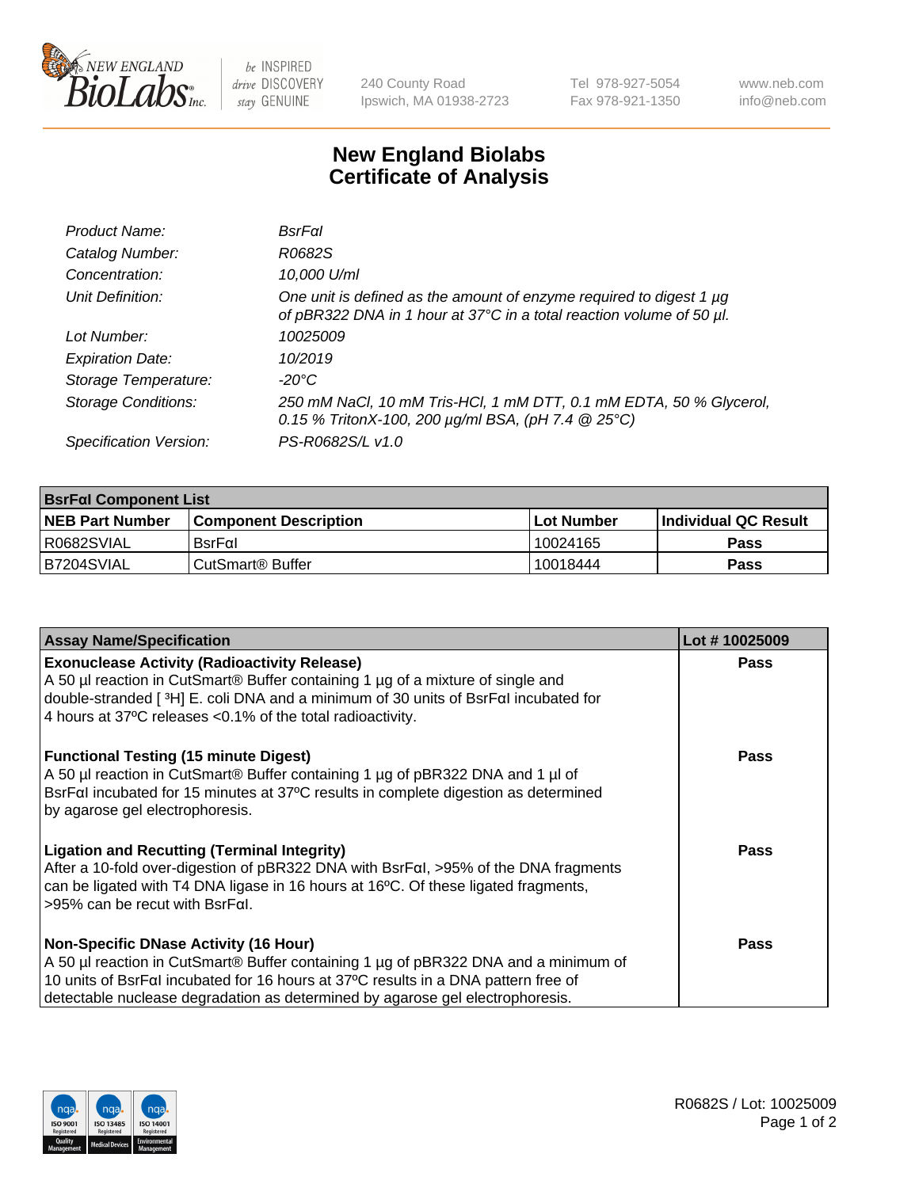# New England Biolabs
# Certificate of Analysis

| | |
|---|---|
| *Product Name:* | *BsrFαI* |
| *Catalog Number:* | *R0682S* |
| *Concentration:* | *10,000 U/ml* |
| *Unit Definition:* | *One unit is defined as the amount of enzyme required to digest 1 µg of pBR322 DNA in 1 hour at 37°C in a total reaction volume of 50 µl.* |
| *Lot Number:* | *10025009* |
| *Expiration Date:* | *10/2019* |
| *Storage Temperature:* | *-20°C* |
| *Storage Conditions:* | *250 mM NaCl, 10 mM Tris-HCl, 1 mM DTT, 0.1 mM EDTA, 50 % Glycerol, 0.15 % TritonX-100, 200 µg/ml BSA, (pH 7.4 @ 25°C)* |
| *Specification Version:* | *PS-R0682S/L v1.0* |

| **BsrFαI Component List** | | | |
|---|---|---|---|
| **NEB Part Number** | **Component Description** | **Lot Number** | **Individual QC Result** |
| R0682SVIAL | BsrFαI | 10024165 | **Pass** |
| B7204SVIAL | CutSmart® Buffer | 10018444 | **Pass** |

| **Assay Name/Specification** | **Lot # 10025009** |
|---|---|
| **Exonuclease Activity (Radioactivity Release)** A 50 µl reaction in CutSmart® Buffer containing 1 µg of a mixture of single and double-stranded [ $^3$H] E. coli DNA and a minimum of 30 units of BsrFαI incubated for 4 hours at 37ºC releases <0.1% of the total radioactivity. | **Pass** |
| **Functional Testing (15 minute Digest)** A 50 µl reaction in CutSmart® Buffer containing 1 µg of pBR322 DNA and 1 µl of BsrFαI incubated for 15 minutes at 37ºC results in complete digestion as determined by agarose gel electrophoresis. | **Pass** |
| **Ligation and Recutting (Terminal Integrity)** After a 10-fold over-digestion of pBR322 DNA with BsrFαI, >95% of the DNA fragments can be ligated with T4 DNA ligase in 16 hours at 16ºC. Of these ligated fragments, >95% can be recut with BsrFαI. | **Pass** |
| **Non-Specific DNase Activity (16 Hour)** A 50 µl reaction in CutSmart® Buffer containing 1 µg of pBR322 DNA and a minimum of 10 units of BsrFαI incubated for 16 hours at 37ºC results in a DNA pattern free of detectable nuclease degradation as determined by agarose gel electrophoresis. | **Pass** |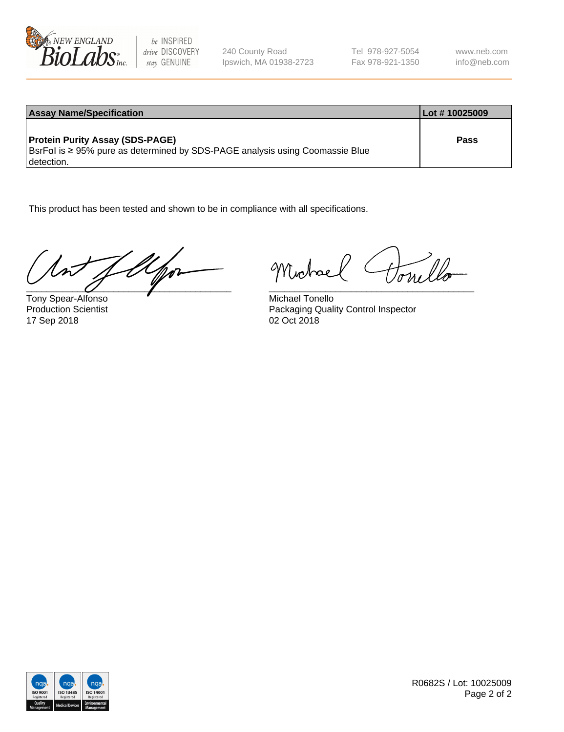New England BioLabs Inc. — be INSPIRED, drive DISCOVERY, stay GENUINE

240 County Road
Ipswich, MA 01938-2723

Tel 978-927-5054
Fax 978-921-1350

www.neb.com
info@neb.com

| Assay Name/Specification | Lot # 10025009 |
| --- | --- |
| **Protein Purity Assay (SDS-PAGE)**<br>BsrFαI is ≥ 95% pure as determined by SDS-PAGE analysis using Coomassie Blue detection. | **Pass** |

This product has been tested and shown to be in compliance with all specifications.

Tony Spear-Alfonso
Production Scientist
17 Sep 2018

Michael Tonello
Packaging Quality Control Inspector
02 Oct 2018

R0682S / Lot: 10025009